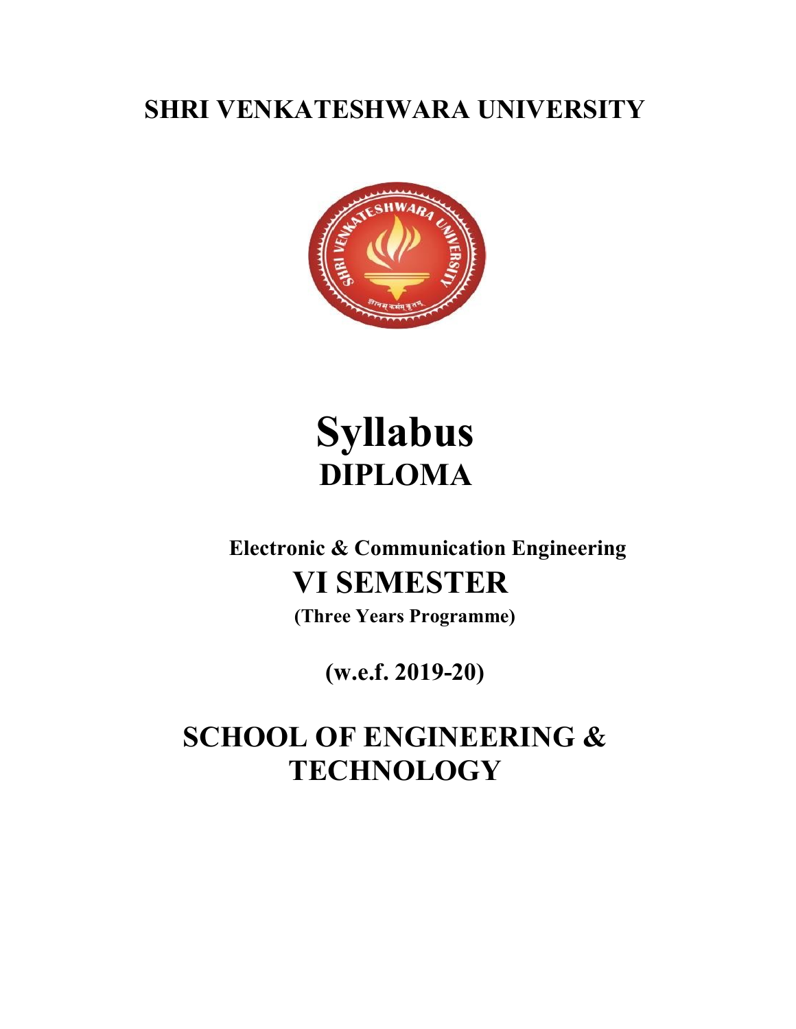# SHRI VENKATESHWARA UNIVERSITY

# Syllabus

## DIPLOMA

### Electronic & Communication Engineering

## VI SEMESTER

**(Three Years Programme)**

**(w.e.f. 2019-20)**

# SCHOOL OF ENGINEERING & TECHNOLOGY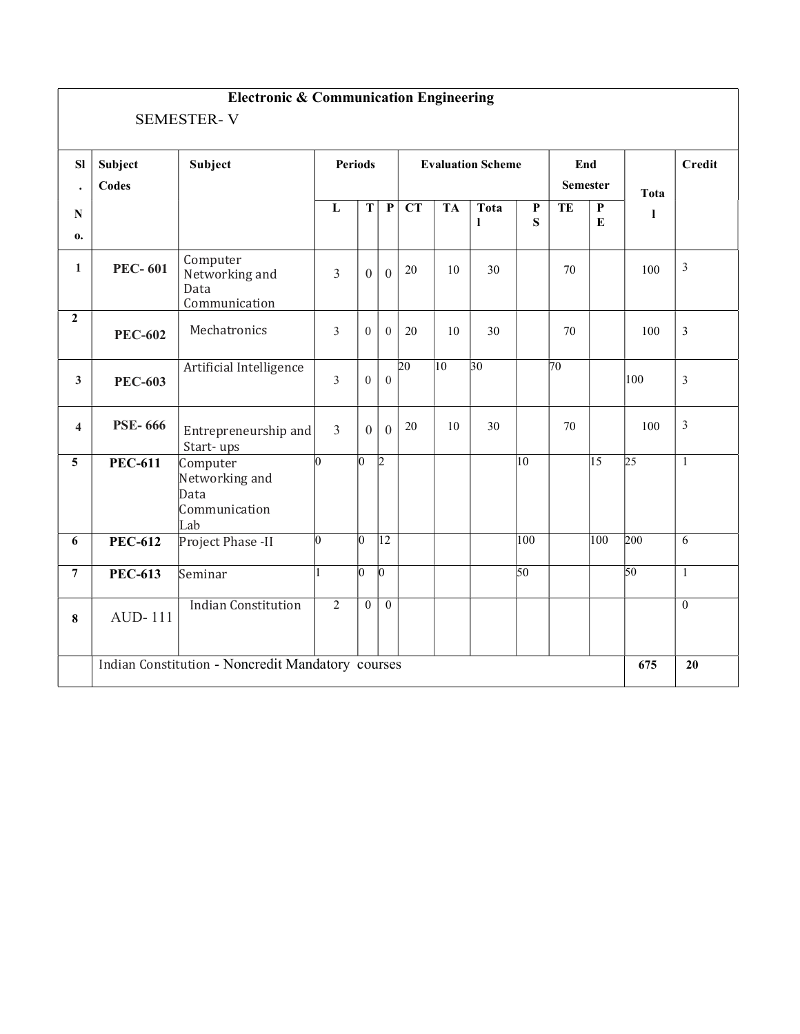# Electronic & Communication Engineering

## SEMESTER- V

| Sl. No. | Subject Codes | Subject | Periods | | | Evaluation Scheme | | | | End Semester | | Total | Credit |
|---|---|---|---|---|---|---|---|---|---|---|---|---|---|
| | | | L | T | P | CT | TA | Total | PS | TE | PE | | |
| 1 | **PEC- 601** | Computer Networking and Data Communication | 3 | 0 | 0 | 20 | 10 | 30 | | 70 | | 100 | 3 |
| 2 | **PEC-602** | Mechatronics | 3 | 0 | 0 | 20 | 10 | 30 | | 70 | | 100 | 3 |
| 3 | **PEC-603** | Artificial Intelligence | 3 | 0 | 0 | 20 | 10 | 30 | | 70 | | 100 | 3 |
| 4 | **PSE- 666** | Entrepreneurship and Start- ups | 3 | 0 | 0 | 20 | 10 | 30 | | 70 | | 100 | 3 |
| 5 | **PEC-611** | Computer Networking and Data Communication Lab | 0 | 0 | 2 | | | | 10 | | 15 | 25 | 1 |
| 6 | **PEC-612** | Project Phase -II | 0 | 0 | 12 | | | | 100 | | 100 | 200 | 6 |
| 7 | **PEC-613** | Seminar | 1 | 0 | 0 | | | | 50 | | | 50 | 1 |
| 8 | AUD- 111 | Indian Constitution | 2 | 0 | 0 | | | | | | | | 0 |
| | Indian Constitution - Noncredit Mandatory courses | | | | | | | | | | | **675** | **20** |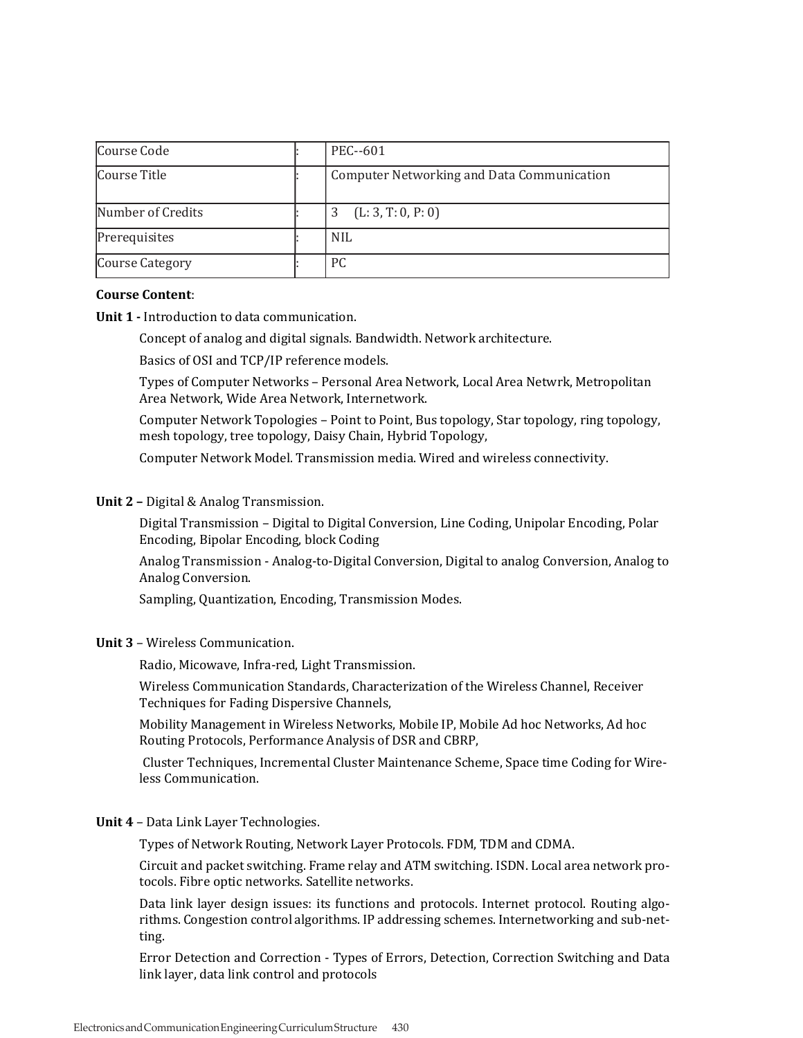| Course Code | : | PEC--601 |
|---|---|---|
| Course Title | : | Computer Networking and Data Communication |
| Number of Credits | : | 3 (L: 3, T: 0, P: 0) |
| Prerequisites | : | NIL |
| Course Category | : | PC |

**Course Content**:

**Unit 1 -** Introduction to data communication.

Concept of analog and digital signals. Bandwidth. Network architecture.

Basics of OSI and TCP/IP reference models.

Types of Computer Networks – Personal Area Network, Local Area Netwrk, Metropolitan Area Network, Wide Area Network, Internetwork.

Computer Network Topologies – Point to Point, Bus topology, Star topology, ring topology, mesh topology, tree topology, Daisy Chain, Hybrid Topology,

Computer Network Model. Transmission media. Wired and wireless connectivity.

**Unit 2 –** Digital & Analog Transmission.

Digital Transmission – Digital to Digital Conversion, Line Coding, Unipolar Encoding, Polar Encoding, Bipolar Encoding, block Coding

Analog Transmission - Analog-to-Digital Conversion, Digital to analog Conversion, Analog to Analog Conversion.

Sampling, Quantization, Encoding, Transmission Modes.

**Unit 3** – Wireless Communication.

Radio, Micowave, Infra-red, Light Transmission.

Wireless Communication Standards, Characterization of the Wireless Channel, Receiver Techniques for Fading Dispersive Channels,

Mobility Management in Wireless Networks, Mobile IP, Mobile Ad hoc Networks, Ad hoc Routing Protocols, Performance Analysis of DSR and CBRP,

Cluster Techniques, Incremental Cluster Maintenance Scheme, Space time Coding for Wireless Communication.

**Unit 4** – Data Link Layer Technologies.

Types of Network Routing, Network Layer Protocols. FDM, TDM and CDMA.

Circuit and packet switching. Frame relay and ATM switching. ISDN. Local area network protocols. Fibre optic networks. Satellite networks.

Data link layer design issues: its functions and protocols. Internet protocol. Routing algorithms. Congestion control algorithms. IP addressing schemes. Internetworking and sub-netting.

Error Detection and Correction - Types of Errors, Detection, Correction Switching and Data link layer, data link control and protocols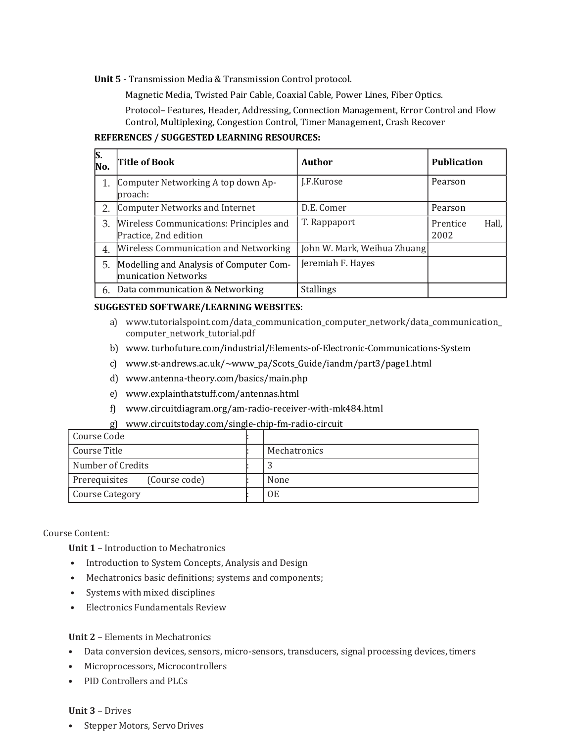**Unit 5** - Transmission Media & Transmission Control protocol.

Magnetic Media, Twisted Pair Cable, Coaxial Cable, Power Lines, Fiber Optics.

Protocol– Features, Header, Addressing, Connection Management, Error Control and Flow Control, Multiplexing, Congestion Control, Timer Management, Crash Recover

**REFERENCES / SUGGESTED LEARNING RESOURCES:**

| S. No. | Title of Book | Author | Publication |
|---|---|---|---|
| 1. | Computer Networking A top down Approach: | J.F.Kurose | Pearson |
| 2. | Computer Networks and Internet | D.E. Comer | Pearson |
| 3. | Wireless Communications: Principles and Practice, 2nd edition | T. Rappaport | Prentice Hall, 2002 |
| 4. | Wireless Communication and Networking | John W. Mark, Weihua Zhuang | |
| 5. | Modelling and Analysis of Computer Communication Networks | Jeremiah F. Hayes | |
| 6. | Data communication & Networking | Stallings | |

**SUGGESTED SOFTWARE/LEARNING WEBSITES:**

a) www.tutorialspoint.com/data_communication_computer_network/data_communication_computer_network_tutorial.pdf

b) www. turbofuture.com/industrial/Elements-of-Electronic-Communications-System

c) www.st-andrews.ac.uk/~www_pa/Scots_Guide/iandm/part3/page1.html

d) www.antenna-theory.com/basics/main.php

e) www.explainthatstuff.com/antennas.html

f) www.circuitdiagram.org/am-radio-receiver-with-mk484.html

g) www.circuitstoday.com/single-chip-fm-radio-circuit

| Course Code | : | |
|---|---|---|
| Course Title | : | Mechatronics |
| Number of Credits | : | 3 |
| Prerequisites (Course code) | : | None |
| Course Category | : | OE |

Course Content:

**Unit 1** – Introduction to Mechatronics

- Introduction to System Concepts, Analysis and Design
- Mechatronics basic definitions; systems and components;
- Systems with mixed disciplines
- Electronics Fundamentals Review

**Unit 2** – Elements in Mechatronics

- Data conversion devices, sensors, micro-sensors, transducers, signal processing devices, timers
- Microprocessors, Microcontrollers
- PID Controllers and PLCs

**Unit 3** – Drives

- Stepper Motors, Servo Drives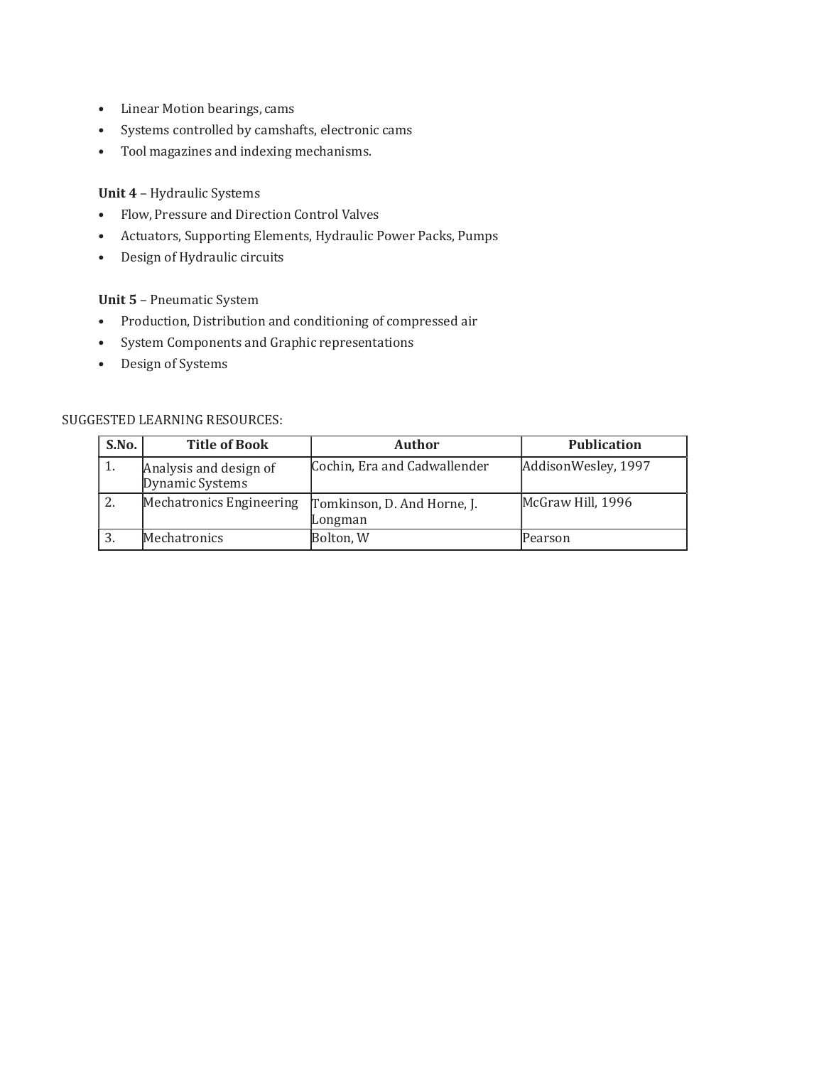- Linear Motion bearings, cams
- Systems controlled by camshafts, electronic cams
- Tool magazines and indexing mechanisms.

**Unit 4** – Hydraulic Systems

- Flow, Pressure and Direction Control Valves
- Actuators, Supporting Elements, Hydraulic Power Packs, Pumps
- Design of Hydraulic circuits

**Unit 5** – Pneumatic System

- Production, Distribution and conditioning of compressed air
- System Components and Graphic representations
- Design of Systems

SUGGESTED LEARNING RESOURCES:

| S.No. | Title of Book | Author | Publication |
|---|---|---|---|
| 1. | Analysis and design of Dynamic Systems | Cochin, Era and Cadwallender | AddisonWesley, 1997 |
| 2. | Mechatronics Engineering | Tomkinson, D. And Horne, J. Longman | McGraw Hill, 1996 |
| 3. | Mechatronics | Bolton, W | Pearson |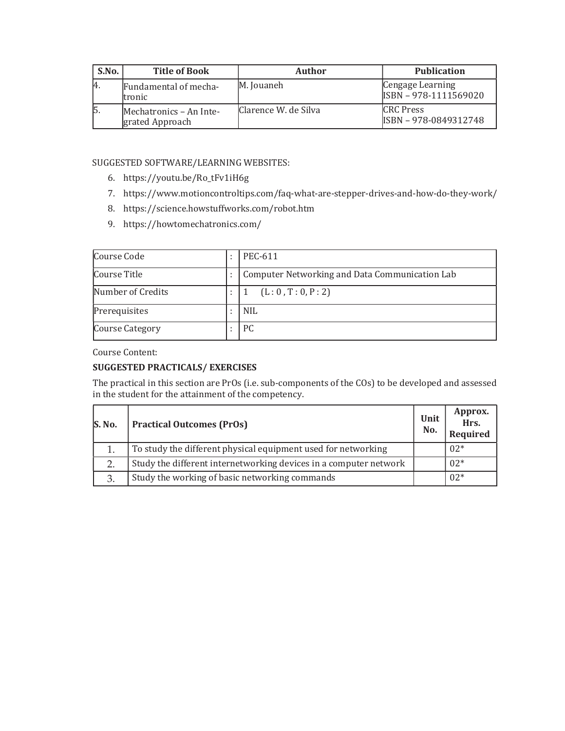| S.No. | Title of Book | Author | Publication |
|---|---|---|---|
| 4. | Fundamental of mechatronic | M. Jouaneh | Cengage Learning ISBN – 978-1111569020 |
| 5. | Mechatronics – An Integrated Approach | Clarence W. de Silva | CRC Press ISBN – 978-0849312748 |

SUGGESTED SOFTWARE/LEARNING WEBSITES:

6. https://youtu.be/Ro_tFv1iH6g
7. https://www.motioncontroltips.com/faq-what-are-stepper-drives-and-how-do-they-work/
8. https://science.howstuffworks.com/robot.htm
9. https://howtomechatronics.com/

| | | |
|---|---|---|
| Course Code | : | PEC-611 |
| Course Title | : | Computer Networking and Data Communication Lab |
| Number of Credits | : | 1 (L : 0 , T : 0, P : 2) |
| Prerequisites | : | NIL |
| Course Category | : | PC |

Course Content:

**SUGGESTED PRACTICALS/ EXERCISES**

The practical in this section are PrOs (i.e. sub-components of the COs) to be developed and assessed in the student for the attainment of the competency.

| S. No. | Practical Outcomes (PrOs) | Unit No. | Approx. Hrs. Required |
|---|---|---|---|
| 1. | To study the different physical equipment used for networking | | 02* |
| 2. | Study the different internetworking devices in a computer network | | 02* |
| 3. | Study the working of basic networking commands | | 02* |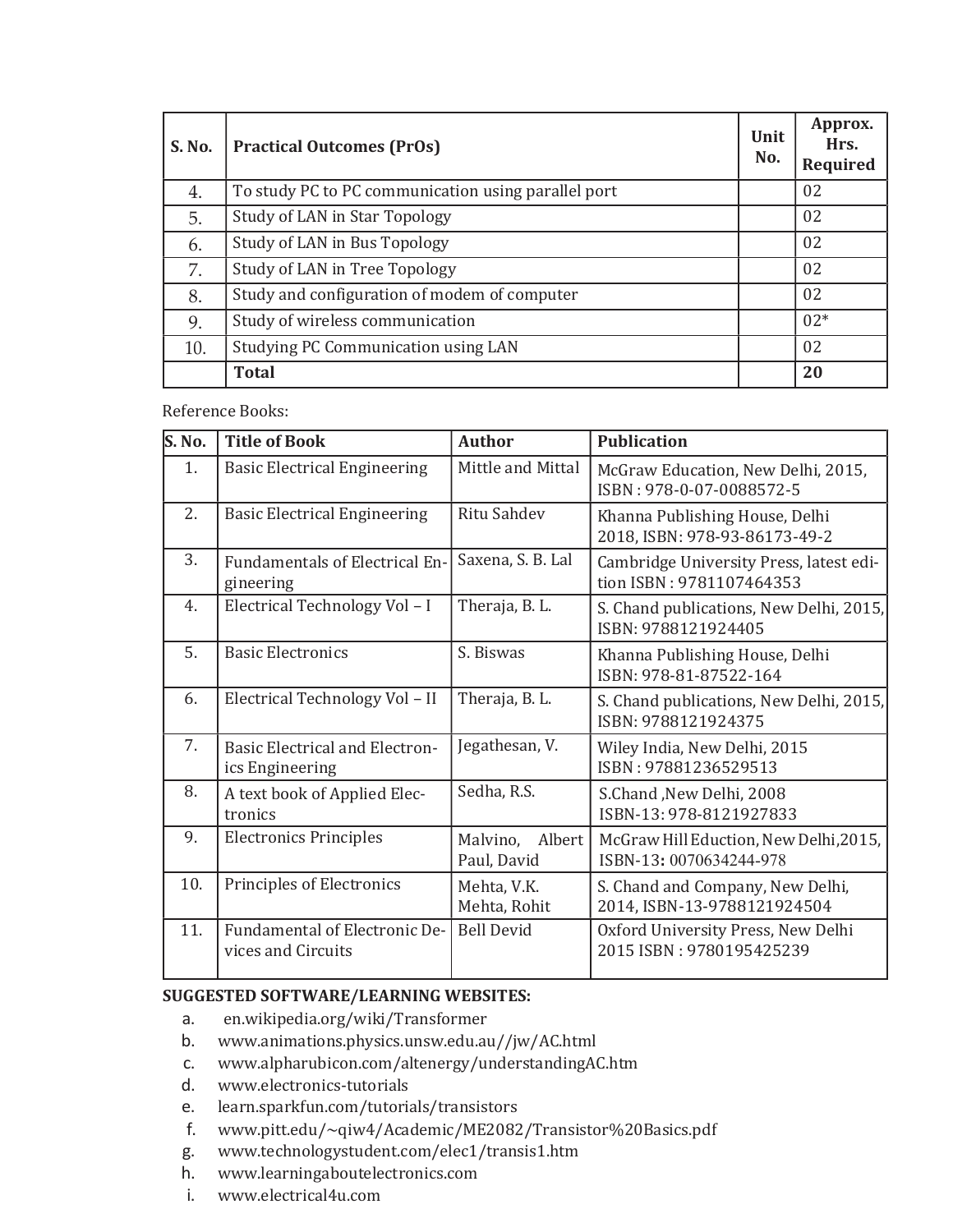| S. No. | Practical Outcomes (PrOs) | Unit No. | Approx. Hrs. Required |
|---|---|---|---|
| 4. | To study PC to PC communication using parallel port | | 02 |
| 5. | Study of LAN in Star Topology | | 02 |
| 6. | Study of LAN in Bus Topology | | 02 |
| 7. | Study of LAN in Tree Topology | | 02 |
| 8. | Study and configuration of modem of computer | | 02 |
| 9. | Study of wireless communication | | 02* |
| 10. | Studying PC Communication using LAN | | 02 |
| | **Total** | | **20** |

Reference Books:

| S. No. | Title of Book | Author | Publication |
|---|---|---|---|
| 1. | Basic Electrical Engineering | Mittle and Mittal | McGraw Education, New Delhi, 2015, ISBN : 978-0-07-0088572-5 |
| 2. | Basic Electrical Engineering | Ritu Sahdev | Khanna Publishing House, Delhi 2018, ISBN: 978-93-86173-49-2 |
| 3. | Fundamentals of Electrical Engineering | Saxena, S. B. Lal | Cambridge University Press, latest edition ISBN : 9781107464353 |
| 4. | Electrical Technology Vol – I | Theraja, B. L. | S. Chand publications, New Delhi, 2015, ISBN: 9788121924405 |
| 5. | Basic Electronics | S. Biswas | Khanna Publishing House, Delhi ISBN: 978-81-87522-164 |
| 6. | Electrical Technology Vol – II | Theraja, B. L. | S. Chand publications, New Delhi, 2015, ISBN: 9788121924375 |
| 7. | Basic Electrical and Electronics Engineering | Jegathesan, V. | Wiley India, New Delhi, 2015 ISBN : 97881236529513 |
| 8. | A text book of Applied Electronics | Sedha, R.S. | S.Chand ,New Delhi, 2008 ISBN-13: 978-8121927833 |
| 9. | Electronics Principles | Malvino, Albert Paul, David | McGraw Hill Eduction, New Delhi,2015, ISBN-13: 0070634244-978 |
| 10. | Principles of Electronics | Mehta, V.K. Mehta, Rohit | S. Chand and Company, New Delhi, 2014, ISBN-13-9788121924504 |
| 11. | Fundamental of Electronic Devices and Circuits | Bell Devid | Oxford University Press, New Delhi 2015 ISBN : 9780195425239 |

**SUGGESTED SOFTWARE/LEARNING WEBSITES:**

a. en.wikipedia.org/wiki/Transformer
b. www.animations.physics.unsw.edu.au//jw/AC.html
c. www.alpharubicon.com/altenergy/understandingAC.htm
d. www.electronics-tutorials
e. learn.sparkfun.com/tutorials/transistors
f. www.pitt.edu/~qiw4/Academic/ME2082/Transistor%20Basics.pdf
g. www.technologystudent.com/elec1/transis1.htm
h. www.learningaboutelectronics.com
i. www.electrical4u.com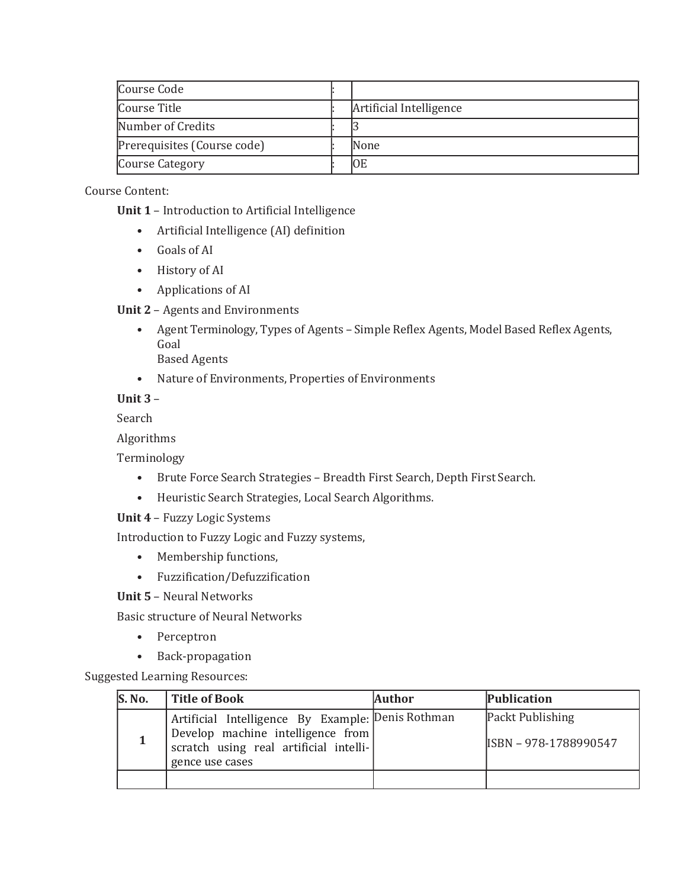| Course Code | : | |
|---|---|---|
| Course Title | : | Artificial Intelligence |
| Number of Credits | : | 3 |
| Prerequisites (Course code) | : | None |
| Course Category | : | OE |

Course Content:

**Unit 1** – Introduction to Artificial Intelligence

- Artificial Intelligence (AI) definition
- Goals of AI
- History of AI
- Applications of AI

**Unit 2** – Agents and Environments

- Agent Terminology, Types of Agents – Simple Reflex Agents, Model Based Reflex Agents, Goal Based Agents
- Nature of Environments, Properties of Environments

**Unit 3** –

Search

Algorithms

Terminology

- Brute Force Search Strategies – Breadth First Search, Depth First Search.
- Heuristic Search Strategies, Local Search Algorithms.

**Unit 4** – Fuzzy Logic Systems

Introduction to Fuzzy Logic and Fuzzy systems,

- Membership functions,
- Fuzzification/Defuzzification

**Unit 5** – Neural Networks

Basic structure of Neural Networks

- Perceptron
- Back-propagation

Suggested Learning Resources:

| S. No. | Title of Book | Author | Publication |
|---|---|---|---|
| 1 | Artificial Intelligence By Example: Develop machine intelligence from scratch using real artificial intelligence use cases | Denis Rothman | Packt Publishing ISBN – 978-1788990547 |
| | | | |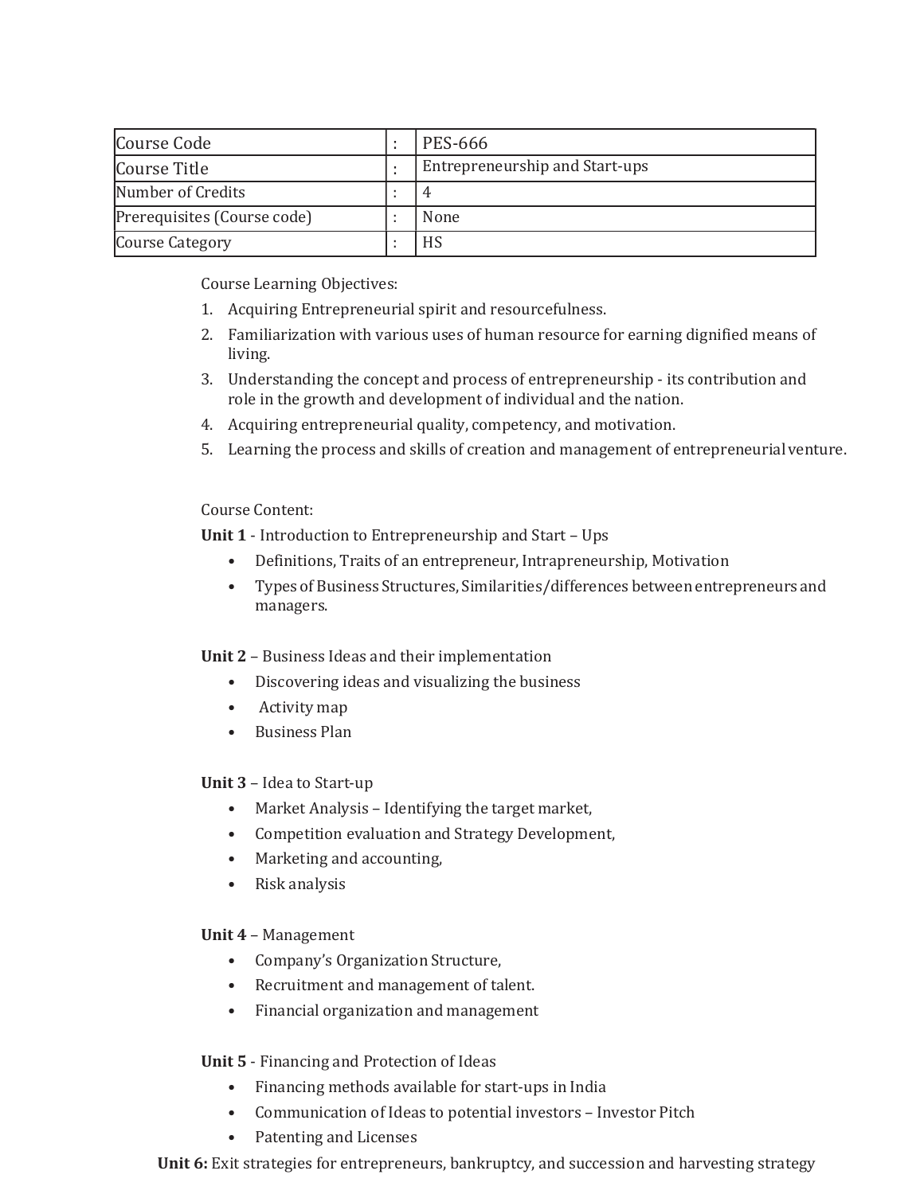| Course Code | : | PES-666 |
|---|---|---|
| Course Title | : | Entrepreneurship and Start-ups |
| Number of Credits | : | 4 |
| Prerequisites (Course code) | : | None |
| Course Category | : | HS |

Course Learning Objectives:

1. Acquiring Entrepreneurial spirit and resourcefulness.
2. Familiarization with various uses of human resource for earning dignified means of living.
3. Understanding the concept and process of entrepreneurship - its contribution and role in the growth and development of individual and the nation.
4. Acquiring entrepreneurial quality, competency, and motivation.
5. Learning the process and skills of creation and management of entrepreneurial venture.

Course Content:

**Unit 1** - Introduction to Entrepreneurship and Start – Ups

- Definitions, Traits of an entrepreneur, Intrapreneurship, Motivation
- Types of Business Structures, Similarities/differences between entrepreneurs and managers.

**Unit 2** – Business Ideas and their implementation

- Discovering ideas and visualizing the business
- Activity map
- Business Plan

**Unit 3** – Idea to Start-up

- Market Analysis – Identifying the target market,
- Competition evaluation and Strategy Development,
- Marketing and accounting,
- Risk analysis

**Unit 4** – Management

- Company's Organization Structure,
- Recruitment and management of talent.
- Financial organization and management

**Unit 5** - Financing and Protection of Ideas

- Financing methods available for start-ups in India
- Communication of Ideas to potential investors – Investor Pitch
- Patenting and Licenses

**Unit 6:** Exit strategies for entrepreneurs, bankruptcy, and succession and harvesting strategy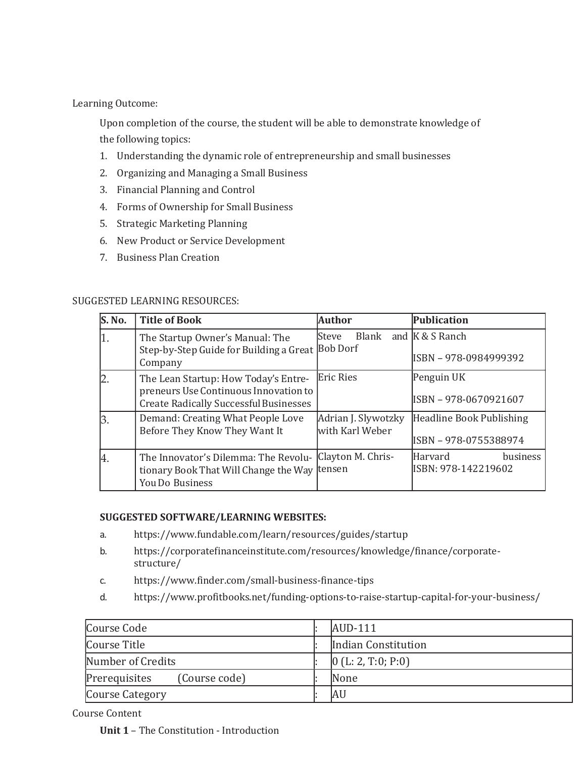Learning Outcome:

Upon completion of the course, the student will be able to demonstrate knowledge of the following topics:

1. Understanding the dynamic role of entrepreneurship and small businesses
2. Organizing and Managing a Small Business
3. Financial Planning and Control
4. Forms of Ownership for Small Business
5. Strategic Marketing Planning
6. New Product or Service Development
7. Business Plan Creation

SUGGESTED LEARNING RESOURCES:

| S. No. | Title of Book | Author | Publication |
|---|---|---|---|
| 1. | The Startup Owner's Manual: The Step-by-Step Guide for Building a Great Company | Steve Blank and Bob Dorf | K & S Ranch<br>ISBN – 978-0984999392 |
| 2. | The Lean Startup: How Today's Entrepreneurs Use Continuous Innovation to Create Radically Successful Businesses | Eric Ries | Penguin UK<br>ISBN – 978-0670921607 |
| 3. | Demand: Creating What People Love Before They Know They Want It | Adrian J. Slywotzky with Karl Weber | Headline Book Publishing<br>ISBN – 978-0755388974 |
| 4. | The Innovator's Dilemma: The Revolutionary Book That Will Change the Way You Do Business | Clayton M. Christensen | Harvard business<br>ISBN: 978-142219602 |

**SUGGESTED SOFTWARE/LEARNING WEBSITES:**

a. https://www.fundable.com/learn/resources/guides/startup
b. https://corporatefinanceinstitute.com/resources/knowledge/finance/corporate-structure/
c. https://www.finder.com/small-business-finance-tips
d. https://www.profitbooks.net/funding-options-to-raise-startup-capital-for-your-business/

| | | |
|---|---|---|
| Course Code | : | AUD-111 |
| Course Title | : | Indian Constitution |
| Number of Credits | : | 0 (L: 2, T:0; P:0) |
| Prerequisites (Course code) | : | None |
| Course Category | : | AU |

Course Content

**Unit 1** – The Constitution - Introduction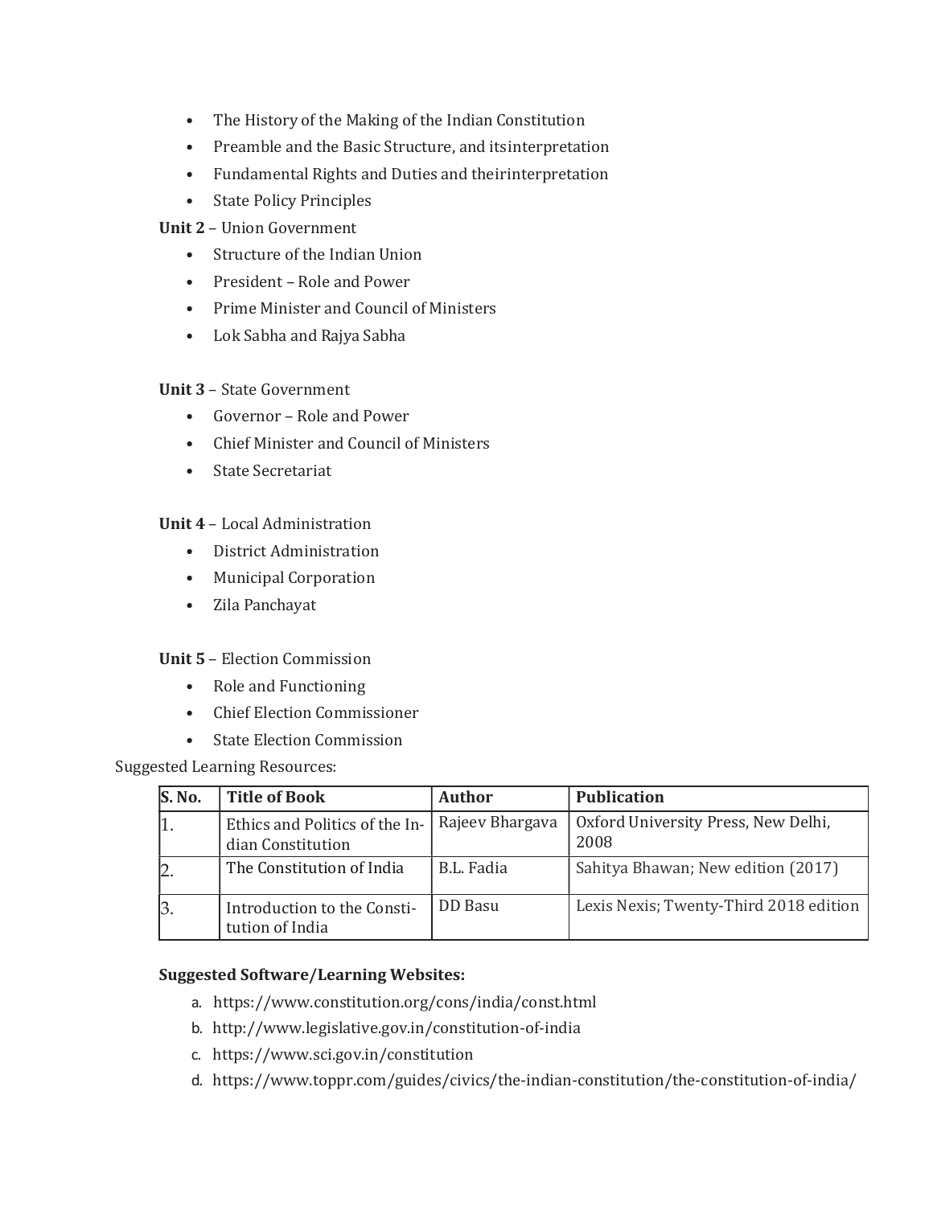- The History of the Making of the Indian Constitution
- Preamble and the Basic Structure, and itsinterpretation
- Fundamental Rights and Duties and theirinterpretation
- State Policy Principles

**Unit 2** – Union Government

- Structure of the Indian Union
- President – Role and Power
- Prime Minister and Council of Ministers
- Lok Sabha and Rajya Sabha

**Unit 3** – State Government

- Governor – Role and Power
- Chief Minister and Council of Ministers
- State Secretariat

**Unit 4** – Local Administration

- District Administration
- Municipal Corporation
- Zila Panchayat

**Unit 5** – Election Commission

- Role and Functioning
- Chief Election Commissioner
- State Election Commission

Suggested Learning Resources:

| S. No. | Title of Book | Author | Publication |
|---|---|---|---|
| 1. | Ethics and Politics of the Indian Constitution | Rajeev Bhargava | Oxford University Press, New Delhi, 2008 |
| 2. | The Constitution of India | B.L. Fadia | Sahitya Bhawan; New edition (2017) |
| 3. | Introduction to the Constitution of India | DD Basu | Lexis Nexis; Twenty-Third 2018 edition |

**Suggested Software/Learning Websites:**

a. https://www.constitution.org/cons/india/const.html
b. http://www.legislative.gov.in/constitution-of-india
c. https://www.sci.gov.in/constitution
d. https://www.toppr.com/guides/civics/the-indian-constitution/the-constitution-of-india/